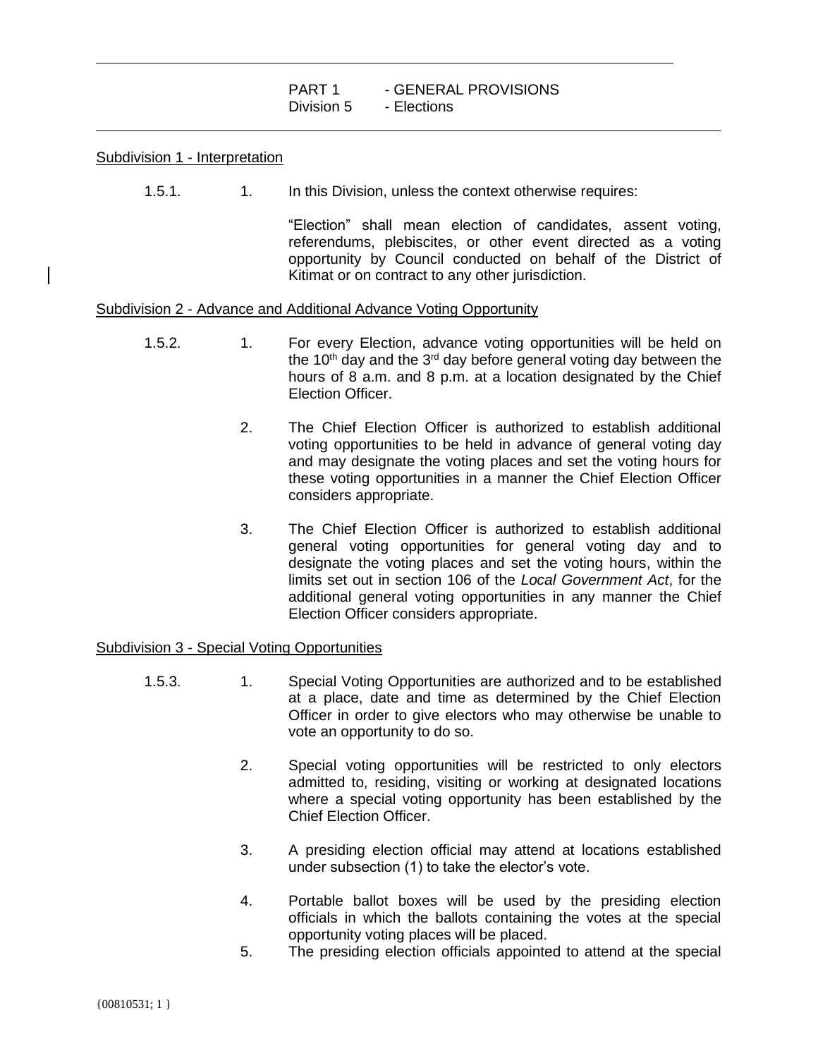PART 1 - GENERAL PROVISIONS
Division 5 - Elections

## Subdivision 1 - Interpretation

1.5.1. 1. In this Division, unless the context otherwise requires:

"Election" shall mean election of candidates, assent voting, referendums, plebiscites, or other event directed as a voting opportunity by Council conducted on behalf of the District of Kitimat or on contract to any other jurisdiction.

## Subdivision 2 - Advance and Additional Advance Voting Opportunity

1.5.2. 1. For every Election, advance voting opportunities will be held on the 10th day and the 3rd day before general voting day between the hours of 8 a.m. and 8 p.m. at a location designated by the Chief Election Officer.

2. The Chief Election Officer is authorized to establish additional voting opportunities to be held in advance of general voting day and may designate the voting places and set the voting hours for these voting opportunities in a manner the Chief Election Officer considers appropriate.

3. The Chief Election Officer is authorized to establish additional general voting opportunities for general voting day and to designate the voting places and set the voting hours, within the limits set out in section 106 of the *Local Government Act*, for the additional general voting opportunities in any manner the Chief Election Officer considers appropriate.

## Subdivision 3 - Special Voting Opportunities

1.5.3. 1. Special Voting Opportunities are authorized and to be established at a place, date and time as determined by the Chief Election Officer in order to give electors who may otherwise be unable to vote an opportunity to do so.

2. Special voting opportunities will be restricted to only electors admitted to, residing, visiting or working at designated locations where a special voting opportunity has been established by the Chief Election Officer.

3. A presiding election official may attend at locations established under subsection (1) to take the elector's vote.

4. Portable ballot boxes will be used by the presiding election officials in which the ballots containing the votes at the special opportunity voting places will be placed.

5. The presiding election officials appointed to attend at the special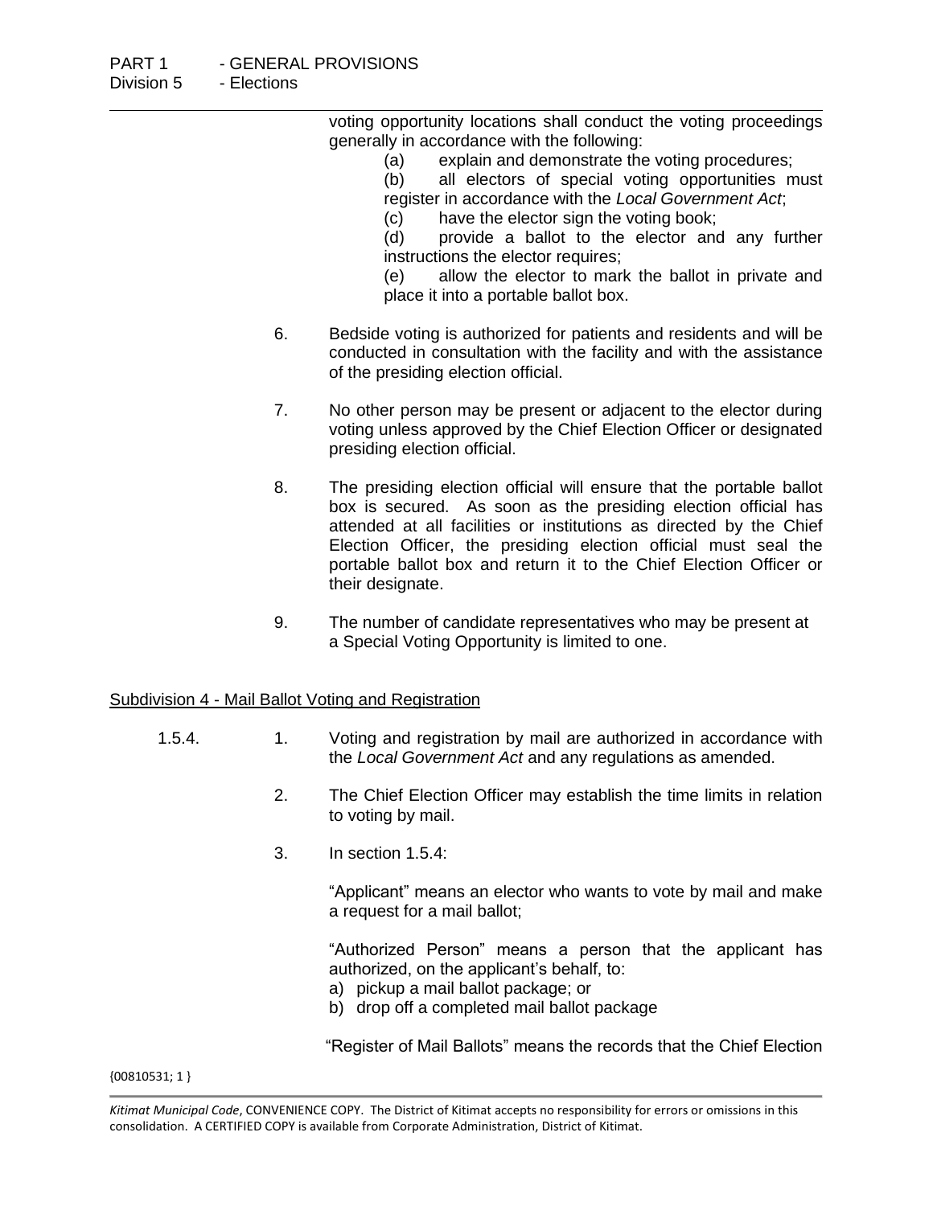voting opportunity locations shall conduct the voting proceedings generally in accordance with the following:

(a) explain and demonstrate the voting procedures;

(b) all electors of special voting opportunities must register in accordance with the *Local Government Act*;

(c) have the elector sign the voting book;

(d) provide a ballot to the elector and any further instructions the elector requires;

(e) allow the elector to mark the ballot in private and place it into a portable ballot box.

6. Bedside voting is authorized for patients and residents and will be conducted in consultation with the facility and with the assistance of the presiding election official.

7. No other person may be present or adjacent to the elector during voting unless approved by the Chief Election Officer or designated presiding election official.

8. The presiding election official will ensure that the portable ballot box is secured. As soon as the presiding election official has attended at all facilities or institutions as directed by the Chief Election Officer, the presiding election official must seal the portable ballot box and return it to the Chief Election Officer or their designate.

9. The number of candidate representatives who may be present at a Special Voting Opportunity is limited to one.

## Subdivision 4 - Mail Ballot Voting and Registration

1.5.4. 1. Voting and registration by mail are authorized in accordance with the *Local Government Act* and any regulations as amended.

2. The Chief Election Officer may establish the time limits in relation to voting by mail.

3. In section 1.5.4:

"Applicant" means an elector who wants to vote by mail and make a request for a mail ballot;

"Authorized Person" means a person that the applicant has authorized, on the applicant's behalf, to:

a) pickup a mail ballot package; or
b) drop off a completed mail ballot package

"Register of Mail Ballots" means the records that the Chief Election

{00810531; 1 }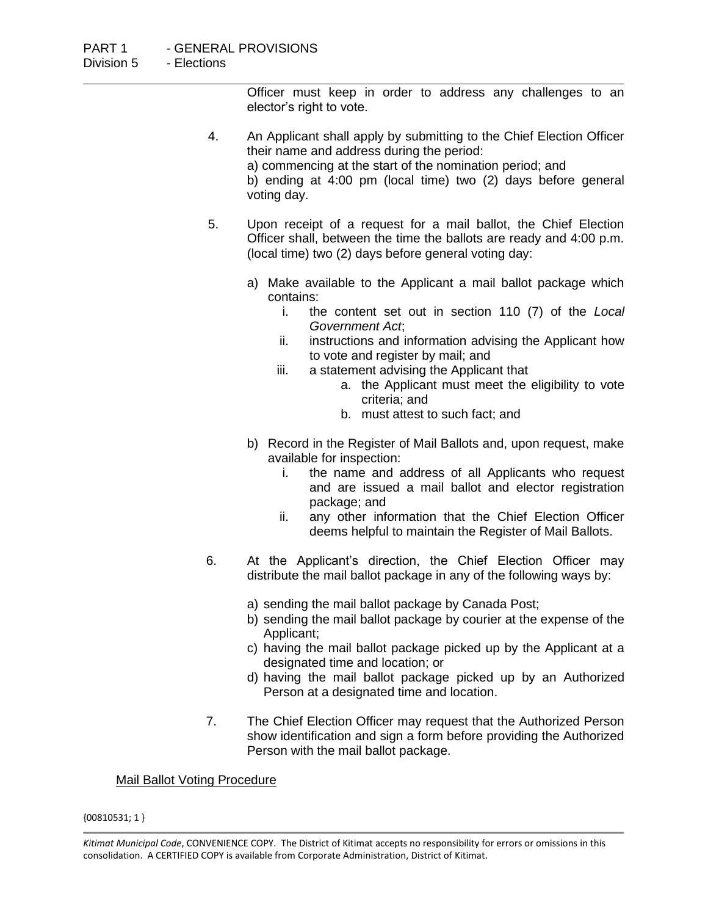Officer must keep in order to address any challenges to an elector's right to vote.

4. An Applicant shall apply by submitting to the Chief Election Officer their name and address during the period:
   a) commencing at the start of the nomination period; and
   b) ending at 4:00 pm (local time) two (2) days before general voting day.

5. Upon receipt of a request for a mail ballot, the Chief Election Officer shall, between the time the ballots are ready and 4:00 p.m. (local time) two (2) days before general voting day:

   a) Make available to the Applicant a mail ballot package which contains:
      i. the content set out in section 110 (7) of the *Local Government Act*;
      ii. instructions and information advising the Applicant how to vote and register by mail; and
      iii. a statement advising the Applicant that
         a. the Applicant must meet the eligibility to vote criteria; and
         b. must attest to such fact; and

   b) Record in the Register of Mail Ballots and, upon request, make available for inspection:
      i. the name and address of all Applicants who request and are issued a mail ballot and elector registration package; and
      ii. any other information that the Chief Election Officer deems helpful to maintain the Register of Mail Ballots.

6. At the Applicant's direction, the Chief Election Officer may distribute the mail ballot package in any of the following ways by:

   a) sending the mail ballot package by Canada Post;
   b) sending the mail ballot package by courier at the expense of the Applicant;
   c) having the mail ballot package picked up by the Applicant at a designated time and location; or
   d) having the mail ballot package picked up by an Authorized Person at a designated time and location.

7. The Chief Election Officer may request that the Authorized Person show identification and sign a form before providing the Authorized Person with the mail ballot package.

<u>Mail Ballot Voting Procedure</u>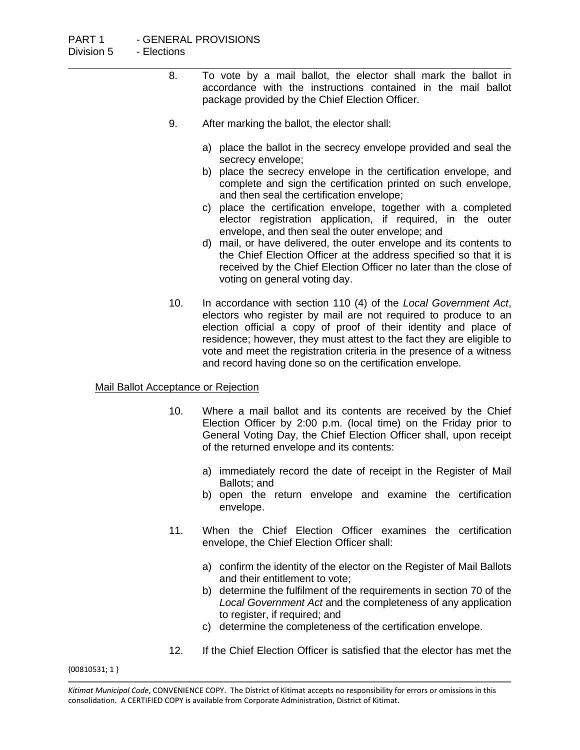8. To vote by a mail ballot, the elector shall mark the ballot in accordance with the instructions contained in the mail ballot package provided by the Chief Election Officer.

9. After marking the ballot, the elector shall:

   a) place the ballot in the secrecy envelope provided and seal the secrecy envelope;
   b) place the secrecy envelope in the certification envelope, and complete and sign the certification printed on such envelope, and then seal the certification envelope;
   c) place the certification envelope, together with a completed elector registration application, if required, in the outer envelope, and then seal the outer envelope; and
   d) mail, or have delivered, the outer envelope and its contents to the Chief Election Officer at the address specified so that it is received by the Chief Election Officer no later than the close of voting on general voting day.

10. In accordance with section 110 (4) of the *Local Government Act*, electors who register by mail are not required to produce to an election official a copy of proof of their identity and place of residence; however, they must attest to the fact they are eligible to vote and meet the registration criteria in the presence of a witness and record having done so on the certification envelope.

<u>Mail Ballot Acceptance or Rejection</u>

10. Where a mail ballot and its contents are received by the Chief Election Officer by 2:00 p.m. (local time) on the Friday prior to General Voting Day, the Chief Election Officer shall, upon receipt of the returned envelope and its contents:

    a) immediately record the date of receipt in the Register of Mail Ballots; and
    b) open the return envelope and examine the certification envelope.

11. When the Chief Election Officer examines the certification envelope, the Chief Election Officer shall:

    a) confirm the identity of the elector on the Register of Mail Ballots and their entitlement to vote;
    b) determine the fulfilment of the requirements in section 70 of the *Local Government Act* and the completeness of any application to register, if required; and
    c) determine the completeness of the certification envelope.

12. If the Chief Election Officer is satisfied that the elector has met the

{00810531; 1 }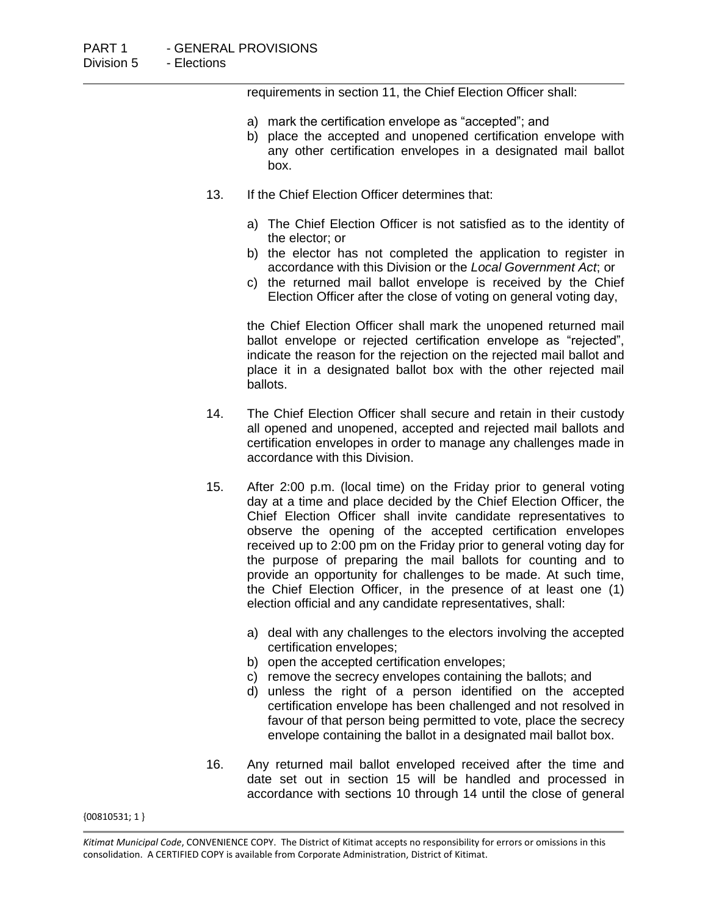requirements in section 11, the Chief Election Officer shall:

a) mark the certification envelope as “accepted”; and
b) place the accepted and unopened certification envelope with any other certification envelopes in a designated mail ballot box.

13. If the Chief Election Officer determines that:

a) The Chief Election Officer is not satisfied as to the identity of the elector; or
b) the elector has not completed the application to register in accordance with this Division or the *Local Government Act*; or
c) the returned mail ballot envelope is received by the Chief Election Officer after the close of voting on general voting day,

the Chief Election Officer shall mark the unopened returned mail ballot envelope or rejected certification envelope as “rejected”, indicate the reason for the rejection on the rejected mail ballot and place it in a designated ballot box with the other rejected mail ballots.

14. The Chief Election Officer shall secure and retain in their custody all opened and unopened, accepted and rejected mail ballots and certification envelopes in order to manage any challenges made in accordance with this Division.

15. After 2:00 p.m. (local time) on the Friday prior to general voting day at a time and place decided by the Chief Election Officer, the Chief Election Officer shall invite candidate representatives to observe the opening of the accepted certification envelopes received up to 2:00 pm on the Friday prior to general voting day for the purpose of preparing the mail ballots for counting and to provide an opportunity for challenges to be made. At such time, the Chief Election Officer, in the presence of at least one (1) election official and any candidate representatives, shall:

a) deal with any challenges to the electors involving the accepted certification envelopes;
b) open the accepted certification envelopes;
c) remove the secrecy envelopes containing the ballots; and
d) unless the right of a person identified on the accepted certification envelope has been challenged and not resolved in favour of that person being permitted to vote, place the secrecy envelope containing the ballot in a designated mail ballot box.

16. Any returned mail ballot enveloped received after the time and date set out in section 15 will be handled and processed in accordance with sections 10 through 14 until the close of general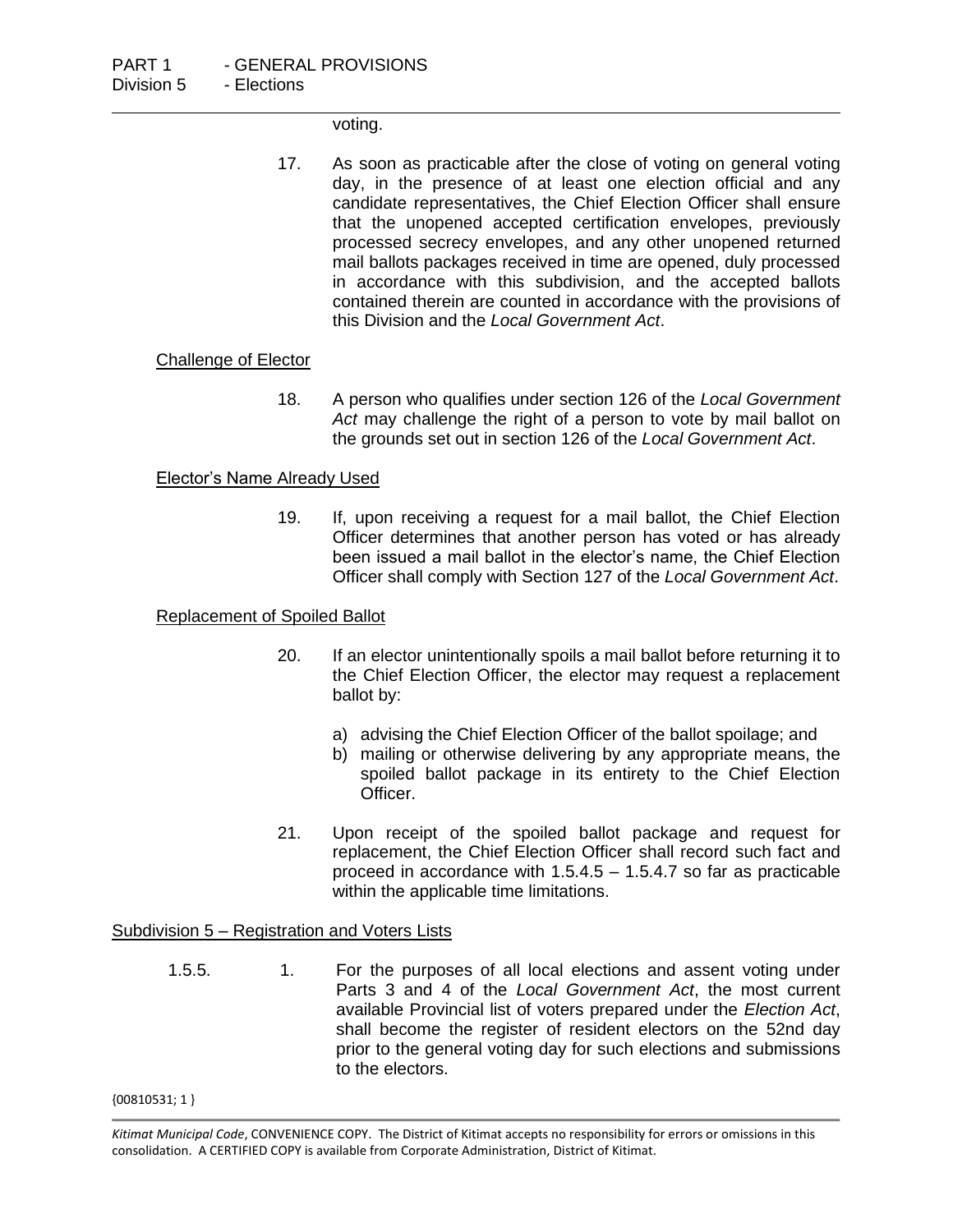voting.

17. As soon as practicable after the close of voting on general voting day, in the presence of at least one election official and any candidate representatives, the Chief Election Officer shall ensure that the unopened accepted certification envelopes, previously processed secrecy envelopes, and any other unopened returned mail ballots packages received in time are opened, duly processed in accordance with this subdivision, and the accepted ballots contained therein are counted in accordance with the provisions of this Division and the *Local Government Act*.

Challenge of Elector

18. A person who qualifies under section 126 of the *Local Government Act* may challenge the right of a person to vote by mail ballot on the grounds set out in section 126 of the *Local Government Act*.

Elector's Name Already Used

19. If, upon receiving a request for a mail ballot, the Chief Election Officer determines that another person has voted or has already been issued a mail ballot in the elector's name, the Chief Election Officer shall comply with Section 127 of the *Local Government Act*.

Replacement of Spoiled Ballot

20. If an elector unintentionally spoils a mail ballot before returning it to the Chief Election Officer, the elector may request a replacement ballot by:

   a) advising the Chief Election Officer of the ballot spoilage; and
   b) mailing or otherwise delivering by any appropriate means, the spoiled ballot package in its entirety to the Chief Election Officer.

21. Upon receipt of the spoiled ballot package and request for replacement, the Chief Election Officer shall record such fact and proceed in accordance with 1.5.4.5 – 1.5.4.7 so far as practicable within the applicable time limitations.

Subdivision 5 – Registration and Voters Lists

1.5.5. 1. For the purposes of all local elections and assent voting under Parts 3 and 4 of the *Local Government Act*, the most current available Provincial list of voters prepared under the *Election Act*, shall become the register of resident electors on the 52nd day prior to the general voting day for such elections and submissions to the electors.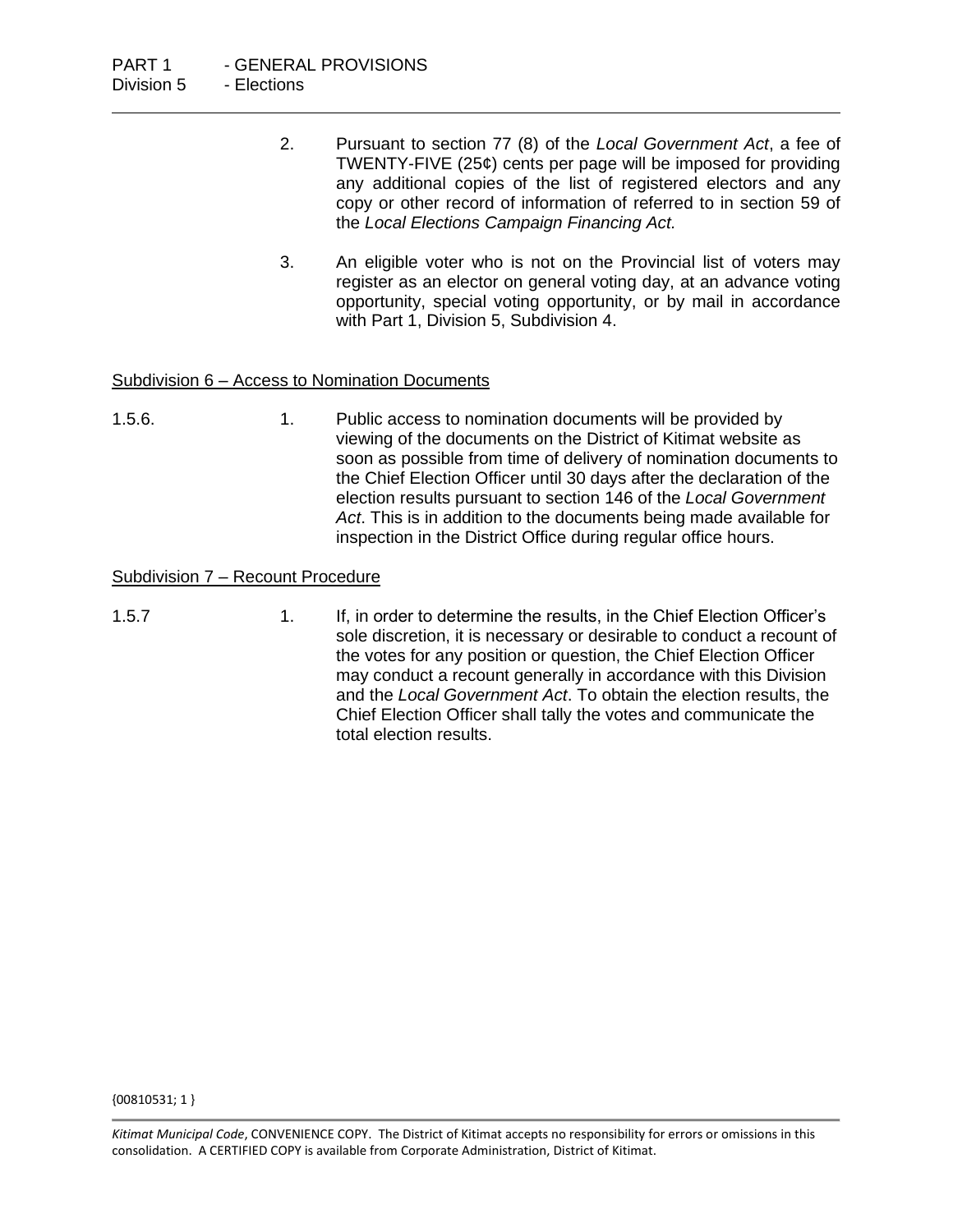2. Pursuant to section 77 (8) of the *Local Government Act*, a fee of TWENTY-FIVE (25¢) cents per page will be imposed for providing any additional copies of the list of registered electors and any copy or other record of information of referred to in section 59 of the *Local Elections Campaign Financing Act.*

3. An eligible voter who is not on the Provincial list of voters may register as an elector on general voting day, at an advance voting opportunity, special voting opportunity, or by mail in accordance with Part 1, Division 5, Subdivision 4.

Subdivision 6 – Access to Nomination Documents

1.5.6. 1. Public access to nomination documents will be provided by viewing of the documents on the District of Kitimat website as soon as possible from time of delivery of nomination documents to the Chief Election Officer until 30 days after the declaration of the election results pursuant to section 146 of the *Local Government Act*. This is in addition to the documents being made available for inspection in the District Office during regular office hours.

Subdivision 7 – Recount Procedure

1.5.7 1. If, in order to determine the results, in the Chief Election Officer's sole discretion, it is necessary or desirable to conduct a recount of the votes for any position or question, the Chief Election Officer may conduct a recount generally in accordance with this Division and the *Local Government Act*. To obtain the election results, the Chief Election Officer shall tally the votes and communicate the total election results.